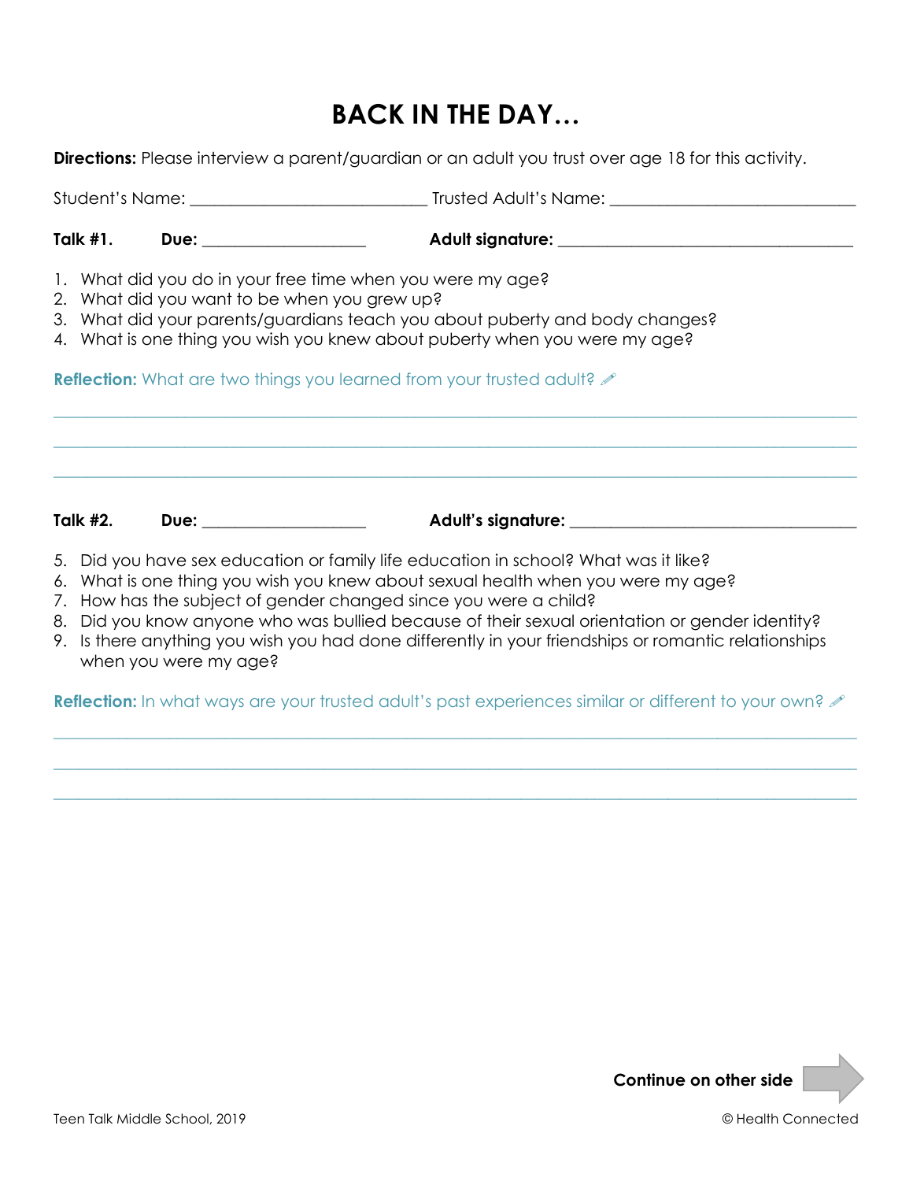# BACK IN THE DAY…

**Directions:** Please interview a parent/guardian or an adult you trust over age 18 for this activity.

Student's Name: ___________________________ Trusted Adult's Name: ____________________________

**Talk #1.** **Due:** ___________________ **Adult signature:** __________________________________

1. What did you do in your free time when you were my age?
2. What did you want to be when you grew up?
3. What did your parents/guardians teach you about puberty and body changes?
4. What is one thing you wish you knew about puberty when you were my age?

**Reflection:** What are two things you learned from your trusted adult?

______________________________________________________________________________

______________________________________________________________________________

______________________________________________________________________________

**Talk #2.** **Due:** ___________________ **Adult's signature:** _________________________________

5. Did you have sex education or family life education in school? What was it like?
6. What is one thing you wish you knew about sexual health when you were my age?
7. How has the subject of gender changed since you were a child?
8. Did you know anyone who was bullied because of their sexual orientation or gender identity?
9. Is there anything you wish you had done differently in your friendships or romantic relationships when you were my age?

**Reflection:** In what ways are your trusted adult's past experiences similar or different to your own?

______________________________________________________________________________

______________________________________________________________________________

______________________________________________________________________________

**Continue on other side**

Teen Talk Middle School, 2019

© Health Connected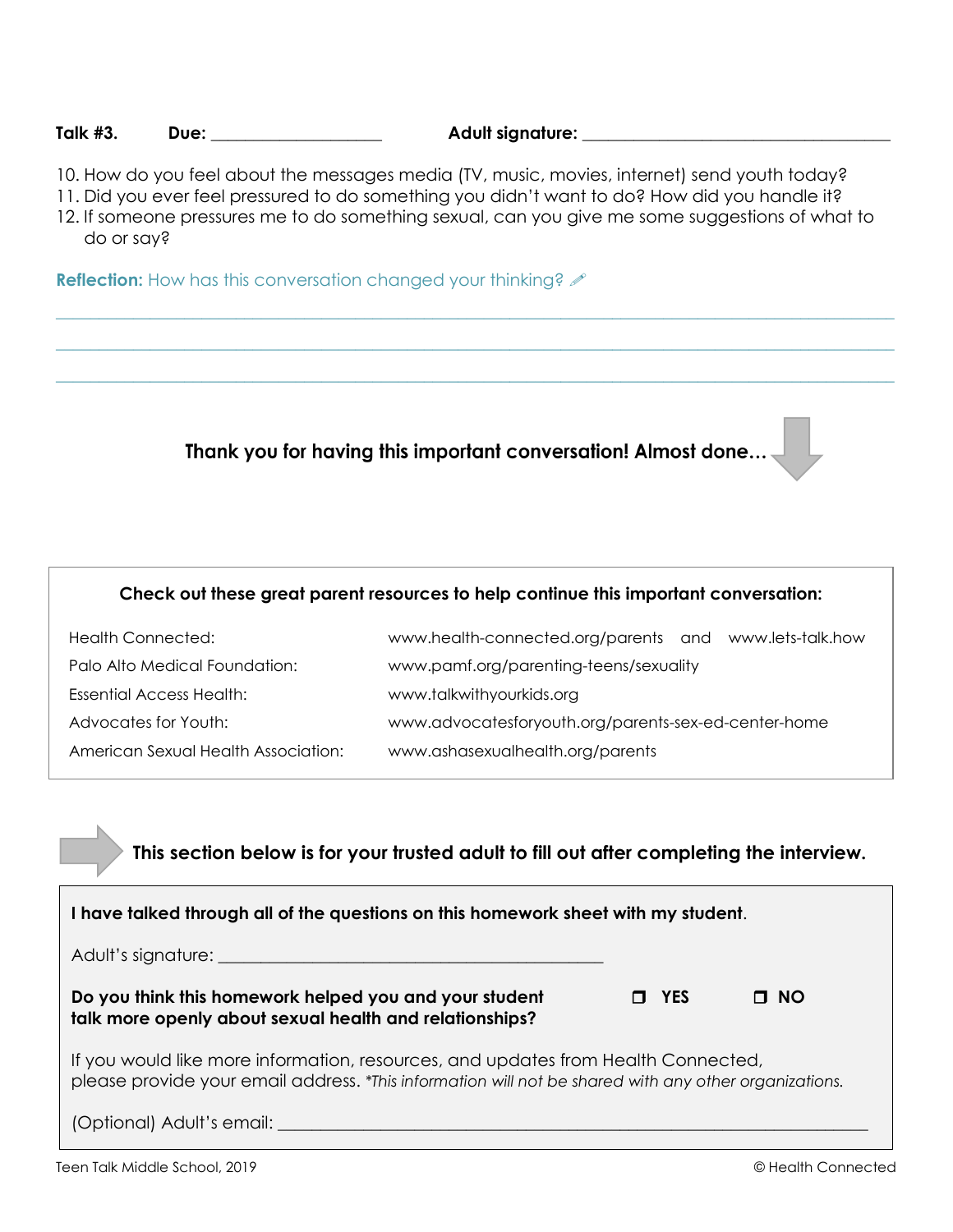**Talk #3.** **Due:** ____________________ **Adult signature:** ____________________________________

10. How do you feel about the messages media (TV, music, movies, internet) send youth today?
11. Did you ever feel pressured to do something you didn't want to do? How did you handle it?
12. If someone pressures me to do something sexual, can you give me some suggestions of what to do or say?

**Reflection:** How has this conversation changed your thinking? ✐

______________________________________________________________________________

______________________________________________________________________________

______________________________________________________________________________

**Thank you for having this important conversation! Almost done…**

**Check out these great parent resources to help continue this important conversation:**

| | |
|---|---|
| Health Connected: | www.health-connected.org/parents and www.lets-talk.how |
| Palo Alto Medical Foundation: | www.pamf.org/parenting-teens/sexuality |
| Essential Access Health: | www.talkwithyourkids.org |
| Advocates for Youth: | www.advocatesforyouth.org/parents-sex-ed-center-home |
| American Sexual Health Association: | www.ashasexualhealth.org/parents |

**This section below is for your trusted adult to fill out after completing the interview.**

**I have talked through all of the questions on this homework sheet with my student**.

Adult's signature: ____________________________________________

**Do you think this homework helped you and your student talk more openly about sexual health and relationships?** ☐ **YES** ☐ **NO**

If you would like more information, resources, and updates from Health Connected, please provide your email address. *\*This information will not be shared with any other organizations.*

(Optional) Adult's email: ______________________________________________________________

Teen Talk Middle School, 2019 © Health Connected